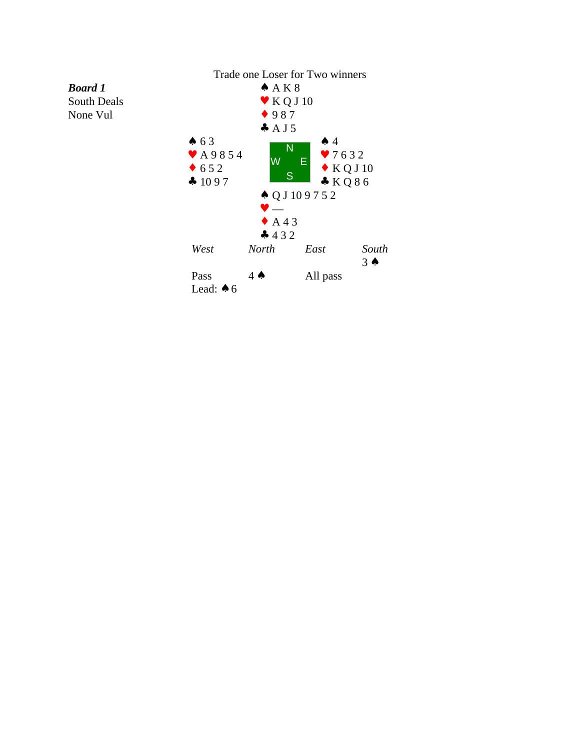## Trade one Loser for Two winners

***Board 1***
South Deals
None Vul

**North**
♠ A K 8
♥ K Q J 10
♦ 9 8 7
♣ A J 5

**West**
♠ 6 3
♥ A 9 8 5 4
♦ 6 5 2
♣ 10 9 7

**East**
♠ 4
♥ 7 6 3 2
♦ K Q J 10
♣ K Q 8 6

**South**
♠ Q J 10 9 7 5 2
♥ —
♦ A 4 3
♣ 4 3 2

| *West* | *North* | *East* | *South* |
|---|---|---|---|
| | | | 3 ♠ |
| Pass | 4 ♠ | All pass | |

Lead: ♠ 6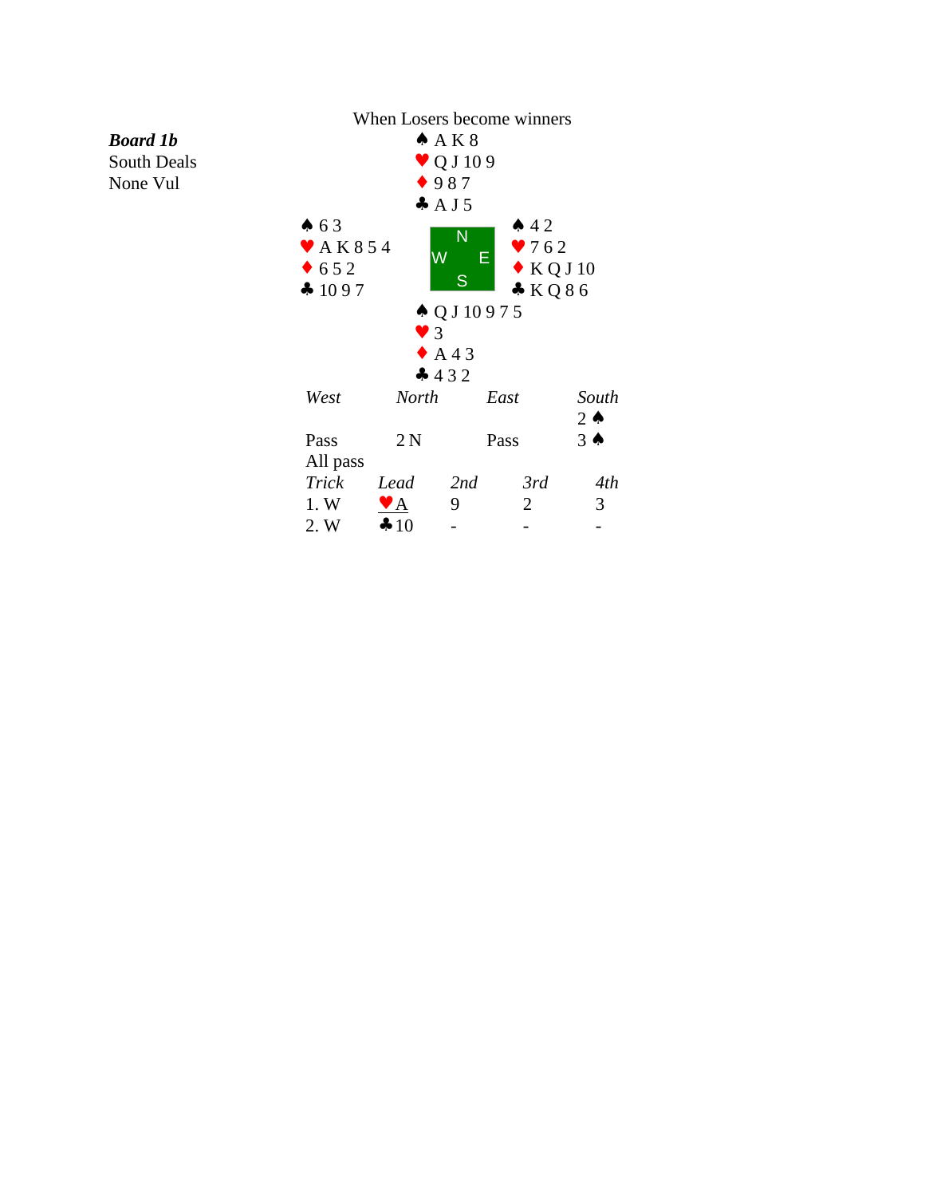## When Losers become winners

***Board 1b***
South Deals
None Vul

**North**
♠ A K 8
♥ Q J 10 9
♦ 9 8 7
♣ A J 5

**West**
♠ 6 3
♥ A K 8 5 4
♦ 6 5 2
♣ 10 9 7

**East**
♠ 4 2
♥ 7 6 2
♦ K Q J 10
♣ K Q 8 6

**South**
♠ Q J 10 9 7 5
♥ 3
♦ A 4 3
♣ 4 3 2

| *West* | *North* | *East* | *South* |
|---|---|---|---|
| | | | 2 ♠ |
| Pass | 2 N | Pass | 3 ♠ |
| All pass | | | |

| *Trick* | *Lead* | *2nd* | *3rd* | *4th* |
|---|---|---|---|---|
| 1. W | ♥A | 9 | 2 | 3 |
| 2. W | ♣10 | - | - | - |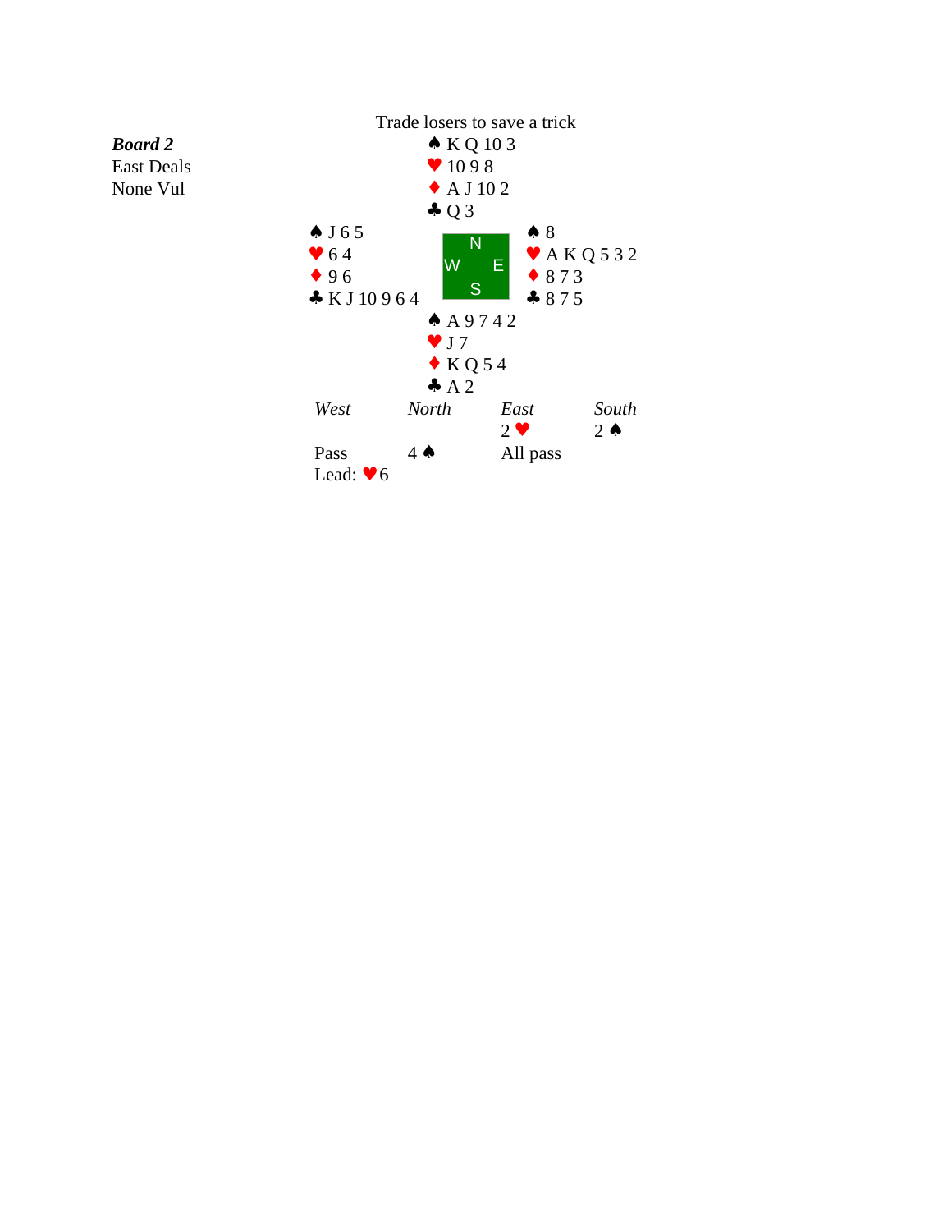Trade losers to save a trick

***Board 2***
East Deals
None Vul

**North**
♠ K Q 10 3
♥ 10 9 8
♦ A J 10 2
♣ Q 3

**West**
♠ J 6 5
♥ 6 4
♦ 9 6
♣ K J 10 9 6 4

**East**
♠ 8
♥ A K Q 5 3 2
♦ 8 7 3
♣ 8 7 5

**South**
♠ A 9 7 4 2
♥ J 7
♦ K Q 5 4
♣ A 2

| *West* | *North* | *East* | *South* |
|---|---|---|---|
| | | 2 ♥ | 2 ♠ |
| Pass | 4 ♠ | All pass | |

Lead: ♥ 6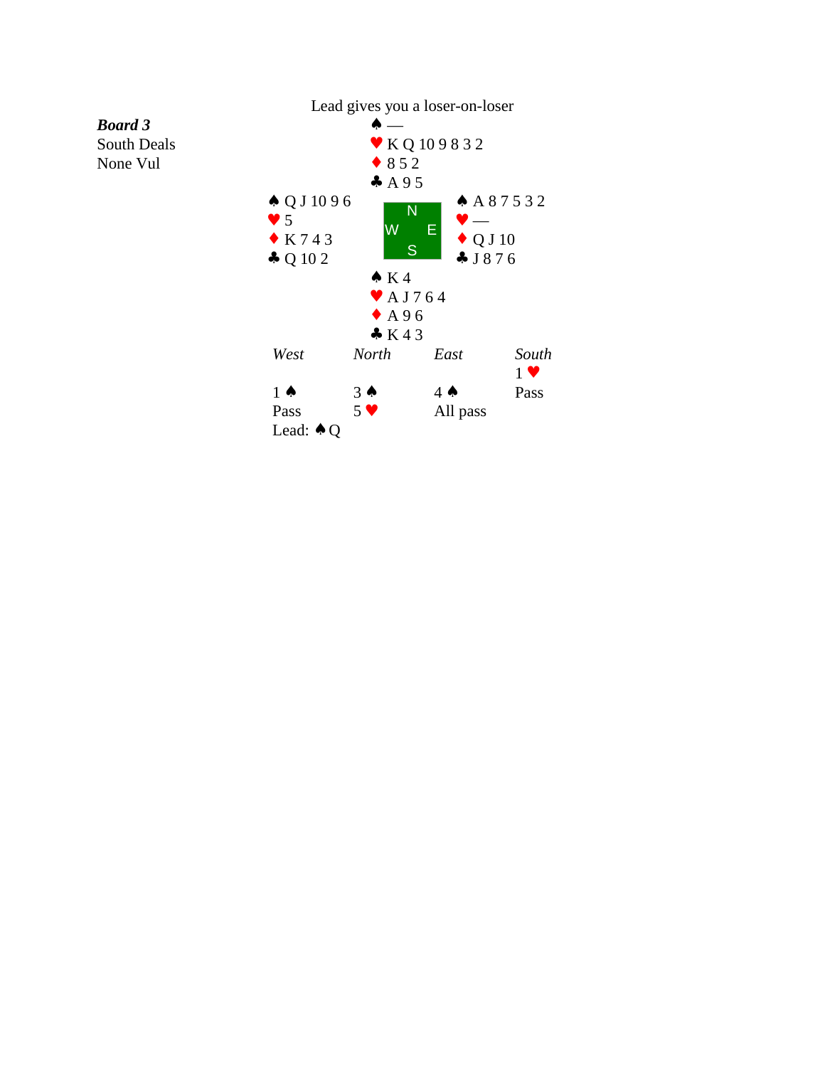Lead gives you a loser-on-loser

***Board 3***
South Deals
None Vul

**North**
♠ —
♥ K Q 10 9 8 3 2
♦ 8 5 2
♣ A 9 5

**West**
♠ Q J 10 9 6
♥ 5
♦ K 7 4 3
♣ Q 10 2

**East**
♠ A 8 7 5 3 2
♥ —
♦ Q J 10
♣ J 8 7 6

**South**
♠ K 4
♥ A J 7 6 4
♦ A 9 6
♣ K 4 3

| *West* | *North* | *East* | *South* |
|---|---|---|---|
| | | | 1 ♥ |
| 1 ♠ | 3 ♠ | 4 ♠ | Pass |
| Pass | 5 ♥ | All pass | |

Lead: ♠ Q